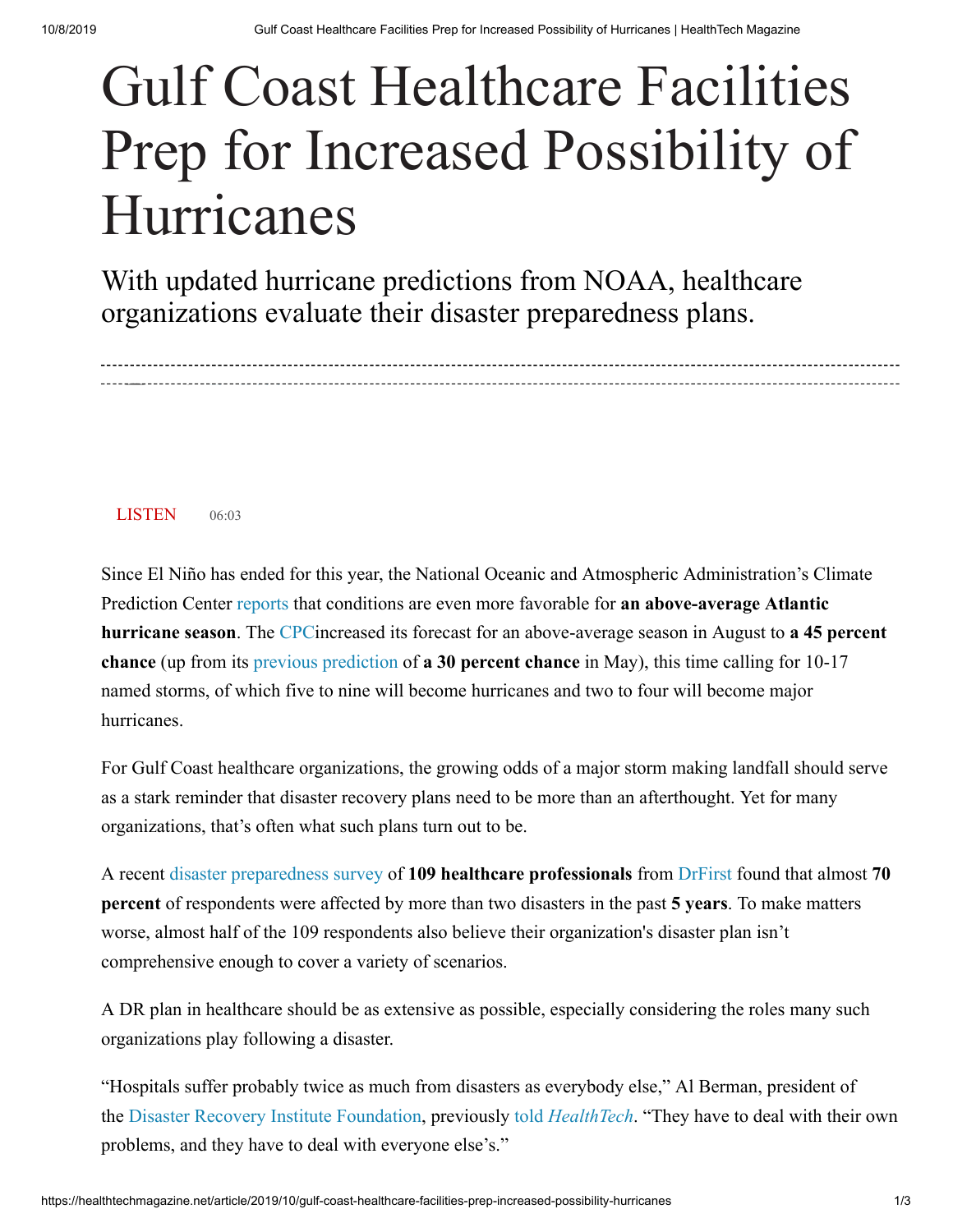# Gulf Coast Healthcare Facilities Prep for Increased Possibility of Hurricanes

## With updated hurricane predictions from NOAA, healthcare organizations evaluate their disaster preparedness plans.

LISTEN 06:03

Since El Niño has ended for this year, the National Oceanic and Atmospheric Administration's Climate Prediction Center reports that conditions are even more favorable for **an above-average Atlantic hurricane season**. The CPCincreased its forecast for an above-average season in August to **a 45 percent chance** (up from its previous prediction of **a 30 percent chance** in May), this time calling for 10-17 named storms, of which five to nine will become hurricanes and two to four will become major hurricanes.

For Gulf Coast healthcare organizations, the growing odds of a major storm making landfall should serve as a stark reminder that disaster recovery plans need to be more than an afterthought. Yet for many organizations, that's often what such plans turn out to be.

A recent disaster preparedness survey of **109 healthcare professionals** from DrFirst found that almost **70 percent** of respondents were affected by more than two disasters in the past **5 years**. To make matters worse, almost half of the 109 respondents also believe their organization's disaster plan isn't comprehensive enough to cover a variety of scenarios.

A DR plan in healthcare should be as extensive as possible, especially considering the roles many such organizations play following a disaster.

"Hospitals suffer probably twice as much from disasters as everybody else," Al Berman, president of the Disaster Recovery Institute Foundation, previously told *HealthTech*. "They have to deal with their own problems, and they have to deal with everyone else's."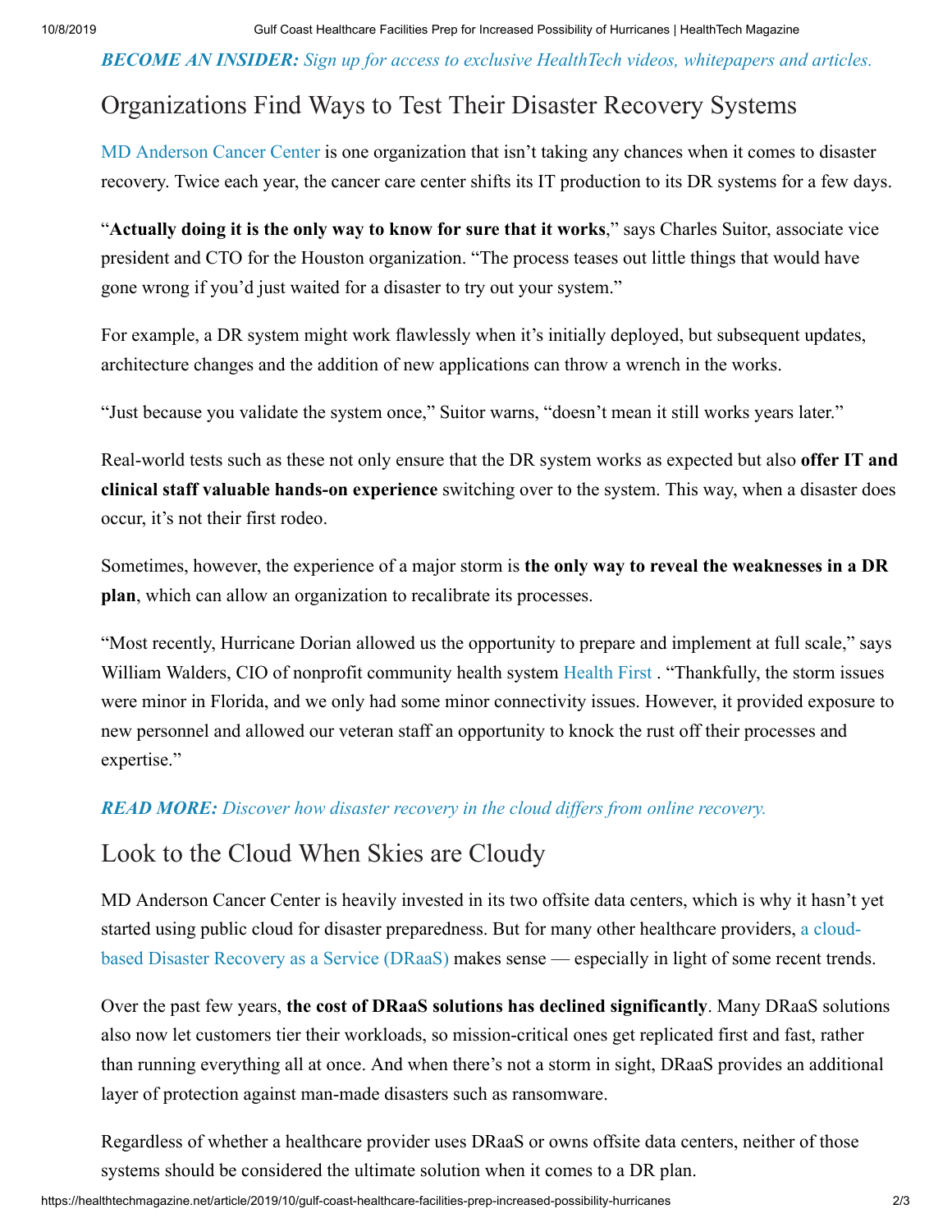***BECOME AN INSIDER:*** *Sign up for access to exclusive HealthTech videos, whitepapers and articles.*

## Organizations Find Ways to Test Their Disaster Recovery Systems

MD Anderson Cancer Center is one organization that isn't taking any chances when it comes to disaster recovery. Twice each year, the cancer care center shifts its IT production to its DR systems for a few days.

"**Actually doing it is the only way to know for sure that it works**," says Charles Suitor, associate vice president and CTO for the Houston organization. "The process teases out little things that would have gone wrong if you'd just waited for a disaster to try out your system."

For example, a DR system might work flawlessly when it's initially deployed, but subsequent updates, architecture changes and the addition of new applications can throw a wrench in the works.

"Just because you validate the system once," Suitor warns, "doesn't mean it still works years later."

Real-world tests such as these not only ensure that the DR system works as expected but also **offer IT and clinical staff valuable hands-on experience** switching over to the system. This way, when a disaster does occur, it's not their first rodeo.

Sometimes, however, the experience of a major storm is **the only way to reveal the weaknesses in a DR plan**, which can allow an organization to recalibrate its processes.

"Most recently, Hurricane Dorian allowed us the opportunity to prepare and implement at full scale," says William Walders, CIO of nonprofit community health system Health First . "Thankfully, the storm issues were minor in Florida, and we only had some minor connectivity issues. However, it provided exposure to new personnel and allowed our veteran staff an opportunity to knock the rust off their processes and expertise."

***READ MORE:*** *Discover how disaster recovery in the cloud differs from online recovery.*

## Look to the Cloud When Skies are Cloudy

MD Anderson Cancer Center is heavily invested in its two offsite data centers, which is why it hasn't yet started using public cloud for disaster preparedness. But for many other healthcare providers, a cloud-based Disaster Recovery as a Service (DRaaS) makes sense — especially in light of some recent trends.

Over the past few years, **the cost of DRaaS solutions has declined significantly**. Many DRaaS solutions also now let customers tier their workloads, so mission-critical ones get replicated first and fast, rather than running everything all at once. And when there's not a storm in sight, DRaaS provides an additional layer of protection against man-made disasters such as ransomware.

Regardless of whether a healthcare provider uses DRaaS or owns offsite data centers, neither of those systems should be considered the ultimate solution when it comes to a DR plan.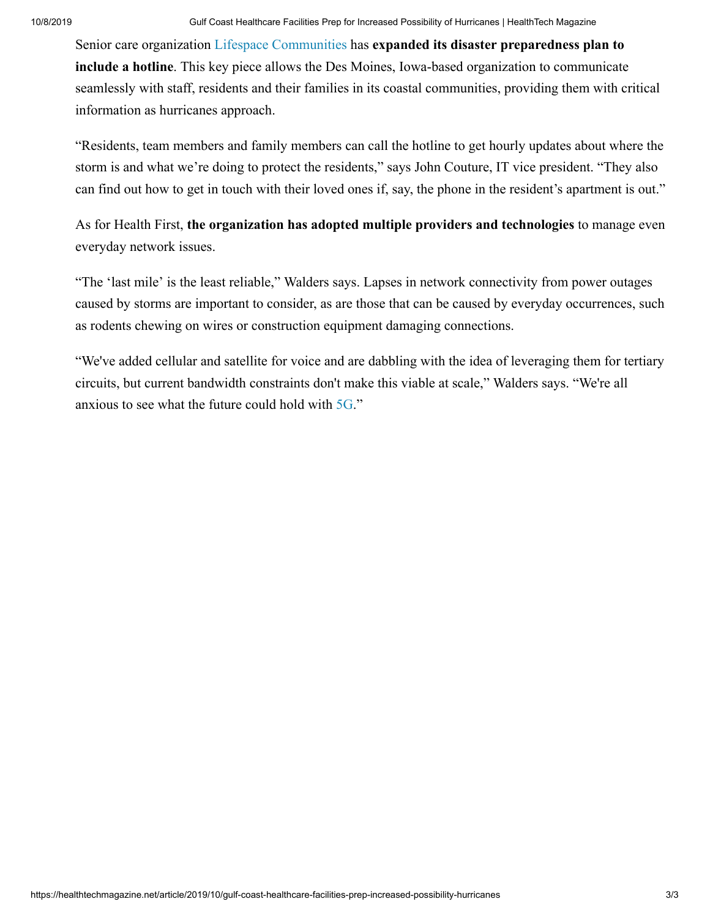Senior care organization Lifespace Communities has **expanded its disaster preparedness plan to include a hotline**. This key piece allows the Des Moines, Iowa-based organization to communicate seamlessly with staff, residents and their families in its coastal communities, providing them with critical information as hurricanes approach.

"Residents, team members and family members can call the hotline to get hourly updates about where the storm is and what we're doing to protect the residents," says John Couture, IT vice president. "They also can find out how to get in touch with their loved ones if, say, the phone in the resident's apartment is out."

As for Health First, **the organization has adopted multiple providers and technologies** to manage even everyday network issues.

"The 'last mile' is the least reliable," Walders says. Lapses in network connectivity from power outages caused by storms are important to consider, as are those that can be caused by everyday occurrences, such as rodents chewing on wires or construction equipment damaging connections.

"We've added cellular and satellite for voice and are dabbling with the idea of leveraging them for tertiary circuits, but current bandwidth constraints don't make this viable at scale," Walders says. "We're all anxious to see what the future could hold with 5G."